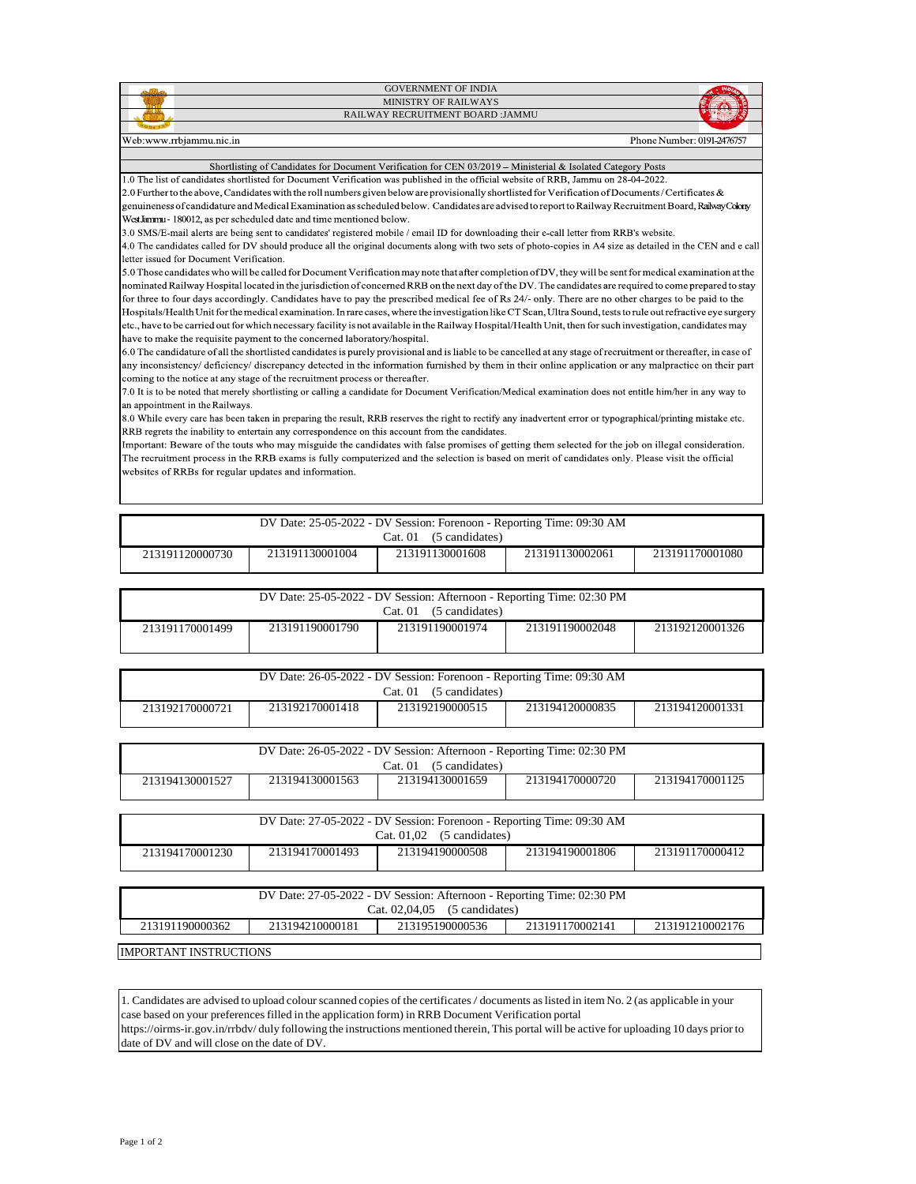GOVERNMENT OF INDIA

MINISTRY OF RAILWAYS

RAILWAY RECRUITMENT BOARD :JAMMU

Web:www.rrbjammu.nic.in | Phone Number: 0191-2476757

## Shortlisting of Candidates for Document Verification for CEN 03/2019 – Ministerial & Isolated Category Posts

1.0 The list of candidates shortlisted for Document Verification was published in the official website of RRB, Jammu on 28-04-2022.

2.0 Further to the above, Candidates with the roll numbers given below are provisionally shortlisted for Verification of Documents / Certificates & genuineness of candidature and Medical Examination as scheduled below. Candidates are advised to report to Railway Recruitment Board, Railway Colony West Jammu - 180012, as per scheduled date and time mentioned below.

3.0 SMS/E-mail alerts are being sent to candidates' registered mobile / email ID for downloading their e-call letter from RRB's website.

4.0 The candidates called for DV should produce all the original documents along with two sets of photo-copies in A4 size as detailed in the CEN and e call letter issued for Document Verification.

5.0 Those candidates who will be called for Document Verification may note that after completion of DV, they will be sent for medical examination at the nominated Railway Hospital located in the jurisdiction of concerned RRB on the next day of the DV. The candidates are required to come prepared to stay for three to four days accordingly. Candidates have to pay the prescribed medical fee of Rs 24/- only. There are no other charges to be paid to the Hospitals/Health Unit for the medical examination. In rare cases, where the investigation like CT Scan, Ultra Sound, tests to rule out refractive eye surgery etc., have to be carried out for which necessary facility is not available in the Railway Hospital/Health Unit, then for such investigation, candidates may have to make the requisite payment to the concerned laboratory/hospital.

6.0 The candidature of all the shortlisted candidates is purely provisional and is liable to be cancelled at any stage of recruitment or thereafter, in case of any inconsistency/ deficiency/ discrepancy detected in the information furnished by them in their online application or any malpractice on their part coming to the notice at any stage of the recruitment process or thereafter.

7.0 It is to be noted that merely shortlisting or calling a candidate for Document Verification/Medical examination does not entitle him/her in any way to an appointment in the Railways.

8.0 While every care has been taken in preparing the result, RRB reserves the right to rectify any inadvertent error or typographical/printing mistake etc. RRB regrets the inability to entertain any correspondence on this account from the candidates.

Important: Beware of the touts who may misguide the candidates with false promises of getting them selected for the job on illegal consideration. The recruitment process in the RRB exams is fully computerized and the selection is based on merit of candidates only. Please visit the official websites of RRBs for regular updates and information.

| DV Date: 25-05-2022 - DV Session: Forenoon - Reporting Time: 09:30 AM<br>Cat. 01 (5 candidates) | | | | |
|---|---|---|---|---|
| 213191120000730 | 213191130001004 | 213191130001608 | 213191130002061 | 213191170001080 |

| DV Date: 25-05-2022 - DV Session: Afternoon - Reporting Time: 02:30 PM<br>Cat. 01 (5 candidates) | | | | |
|---|---|---|---|---|
| 213191170001499 | 213191190001790 | 213191190001974 | 213191190002048 | 213192120001326 |

| DV Date: 26-05-2022 - DV Session: Forenoon - Reporting Time: 09:30 AM<br>Cat. 01 (5 candidates) | | | | |
|---|---|---|---|---|
| 213192170000721 | 213192170001418 | 213192190000515 | 213194120000835 | 213194120001331 |

| DV Date: 26-05-2022 - DV Session: Afternoon - Reporting Time: 02:30 PM<br>Cat. 01 (5 candidates) | | | | |
|---|---|---|---|---|
| 213194130001527 | 213194130001563 | 213194130001659 | 213194170000720 | 213194170001125 |

| DV Date: 27-05-2022 - DV Session: Forenoon - Reporting Time: 09:30 AM<br>Cat. 01,02 (5 candidates) | | | | |
|---|---|---|---|---|
| 213194170001230 | 213194170001493 | 213194190000508 | 213194190001806 | 213191170000412 |

| DV Date: 27-05-2022 - DV Session: Afternoon - Reporting Time: 02:30 PM<br>Cat. 02,04,05 (5 candidates) | | | | |
|---|---|---|---|---|
| 213191190000362 | 213194210000181 | 213195190000536 | 213191170002141 | 213191210002176 |

## IMPORTANT INSTRUCTIONS

1. Candidates are advised to upload colour scanned copies of the certificates / documents as listed in item No. 2 (as applicable in your case based on your preferences filled in the application form) in RRB Document Verification portal https://oirms-ir.gov.in/rrbdv/ duly following the instructions mentioned therein, This portal will be active for uploading 10 days prior to date of DV and will close on the date of DV.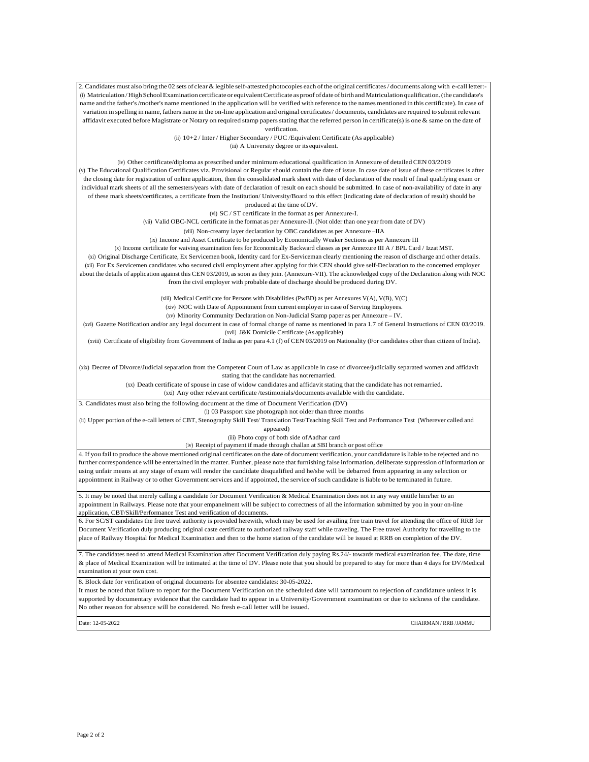2. Candidates must also bring the 02 sets of clear & legible self-attested photocopies each of the original certificates / documents along with e-call letter:-

(i) Matriculation / High School Examination certificate or equivalent Certificate as proof of date of birth and Matriculation qualification. (the candidate's name and the father's /mother's name mentioned in the application will be verified with reference to the names mentioned in this certificate). In case of variation in spelling in name, fathers name in the on-line application and original certificates / documents, candidates are required to submit relevant affidavit executed before Magistrate or Notary on required stamp papers stating that the referred person in certificate(s) is one & same on the date of verification.

(ii) 10+2 / Inter / Higher Secondary / PUC /Equivalent Certificate (As applicable)

(iii) A University degree or its equivalent.

(iv) Other certificate/diploma as prescribed under minimum educational qualification in Annexure of detailed CEN 03/2019

(v) The Educational Qualification Certificates viz. Provisional or Regular should contain the date of issue. In case date of issue of these certificates is after the closing date for registration of online application, then the consolidated mark sheet with date of declaration of the result of final qualifying exam or individual mark sheets of all the semesters/years with date of declaration of result on each should be submitted. In case of non-availability of date in any of these mark sheets/certificates, a certificate from the Institution/ University/Board to this effect (indicating date of declaration of result) should be produced at the time of DV.

(vi) SC / ST certificate in the format as per Annexure-I.

(vii) Valid OBC-NCL certificate in the format as per Annexure-II. (Not older than one year from date of DV)

(viii) Non-creamy layer declaration by OBC candidates as per Annexure –IIA

(ix) Income and Asset Certificate to be produced by Economically Weaker Sections as per Annexure III

(x) Income certificate for waiving examination fees for Economically Backward classes as per Annexure III A / BPL Card / Izzat MST.

(xi) Original Discharge Certificate, Ex Servicemen book, Identity card for Ex-Serviceman clearly mentioning the reason of discharge and other details.

(xii) For Ex Servicemen candidates who secured civil employment after applying for this CEN should give self-Declaration to the concerned employer about the details of application against this CEN 03/2019, as soon as they join. (Annexure-VII). The acknowledged copy of the Declaration along with NOC from the civil employer with probable date of discharge should be produced during DV.

(xiii) Medical Certificate for Persons with Disabilities (PwBD) as per Annexures V(A), V(B), V(C)

(xiv) NOC with Date of Appointment from current employer in case of Serving Employees.

(xv) Minority Community Declaration on Non-Judicial Stamp paper as per Annexure – IV.

(xvi) Gazette Notification and/or any legal document in case of formal change of name as mentioned in para 1.7 of General Instructions of CEN 03/2019.

(xvii) J&K Domicile Certificate (As applicable)

(xviii) Certificate of eligibility from Government of India as per para 4.1 (f) of CEN 03/2019 on Nationality (For candidates other than citizen of India).

(xix) Decree of Divorce/Judicial separation from the Competent Court of Law as applicable in case of divorcee/judicially separated women and affidavit stating that the candidate has not remarried.

(xx) Death certificate of spouse in case of widow candidates and affidavit stating that the candidate has not remarried.

(xxi) Any other relevant certificate /testimonials/documents available with the candidate.

3. Candidates must also bring the following document at the time of Document Verification (DV)

(i) 03 Passport size photograph not older than three months

(ii) Upper portion of the e-call letters of CBT, Stenography Skill Test/ Translation Test/Teaching Skill Test and Performance Test (Wherever called and appeared)

(iii) Photo copy of both side of Aadhar card

(iv) Receipt of payment if made through challan at SBI branch or post office

4. If you fail to produce the above mentioned original certificates on the date of document verification, your candidature is liable to be rejected and no further correspondence will be entertained in the matter. Further, please note that furnishing false information, deliberate suppression of information or using unfair means at any stage of exam will render the candidate disqualified and he/she will be debarred from appearing in any selection or appointment in Railway or to other Government services and if appointed, the service of such candidate is liable to be terminated in future.

5. It may be noted that merely calling a candidate for Document Verification & Medical Examination does not in any way entitle him/her to an appointment in Railways. Please note that your empanelment will be subject to correctness of all the information submitted by you in your on-line application, CBT/Skill/Performance Test and verification of documents.

6. For SC/ST candidates the free travel authority is provided herewith, which may be used for availing free train travel for attending the office of RRB for Document Verification duly producing original caste certificate to authorized railway staff while traveling. The Free travel Authority for travelling to the place of Railway Hospital for Medical Examination and then to the home station of the candidate will be issued at RRB on completion of the DV.

7. The candidates need to attend Medical Examination after Document Verification duly paying Rs.24/- towards medical examination fee. The date, time & place of Medical Examination will be intimated at the time of DV. Please note that you should be prepared to stay for more than 4 days for DV/Medical examination at your own cost.

8. Block date for verification of original documents for absentee candidates: 30-05-2022.

It must be noted that failure to report for the Document Verification on the scheduled date will tantamount to rejection of candidature unless it is supported by documentary evidence that the candidate had to appear in a University/Government examination or due to sickness of the candidate. No other reason for absence will be considered. No fresh e-call letter will be issued.

Date: 12-05-2022

CHAIRMAN / RRB /JAMMU